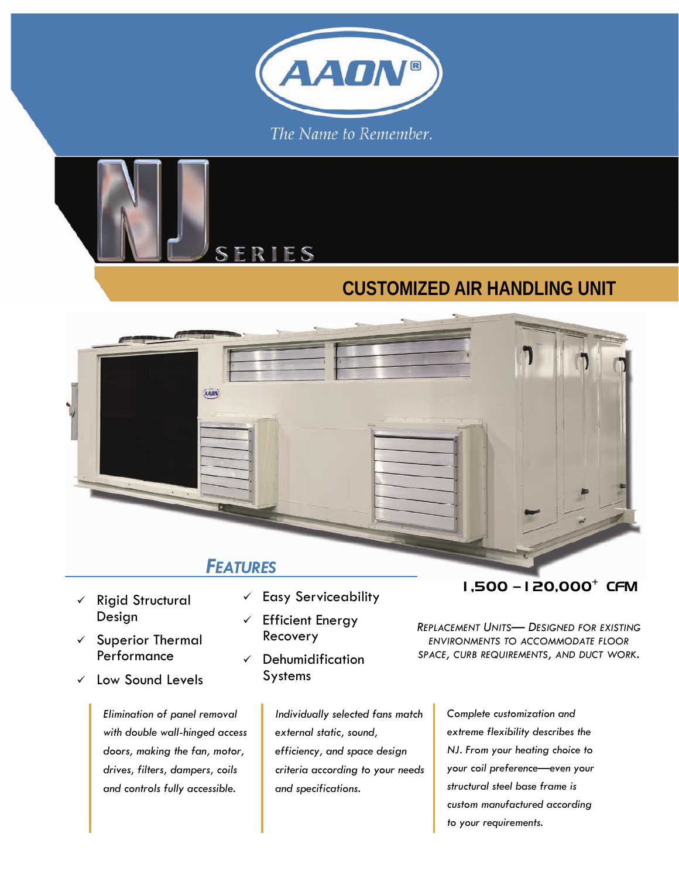# AAON®

The Name to Remember.

# NJ SERIES

## CUSTOMIZED AIR HANDLING UNIT

## *FEATURES*

- ✓ Rigid Structural Design
- ✓ Superior Thermal Performance
- ✓ Low Sound Levels
- ✓ Easy Serviceability
- ✓ Efficient Energy Recovery
- ✓ Dehumidification Systems

### 1,500 – 120,000+ CFM

*REPLACEMENT UNITS— DESIGNED FOR EXISTING ENVIRONMENTS TO ACCOMMODATE FLOOR SPACE, CURB REQUIREMENTS, AND DUCT WORK.*

*Elimination of panel removal with double wall-hinged access doors, making the fan, motor, drives, filters, dampers, coils and controls fully accessible.*

*Individually selected fans match external static, sound, efficiency, and space design criteria according to your needs and specifications.*

*Complete customization and extreme flexibility describes the NJ. From your heating choice to your coil preference—even your structural steel base frame is custom manufactured according to your requirements.*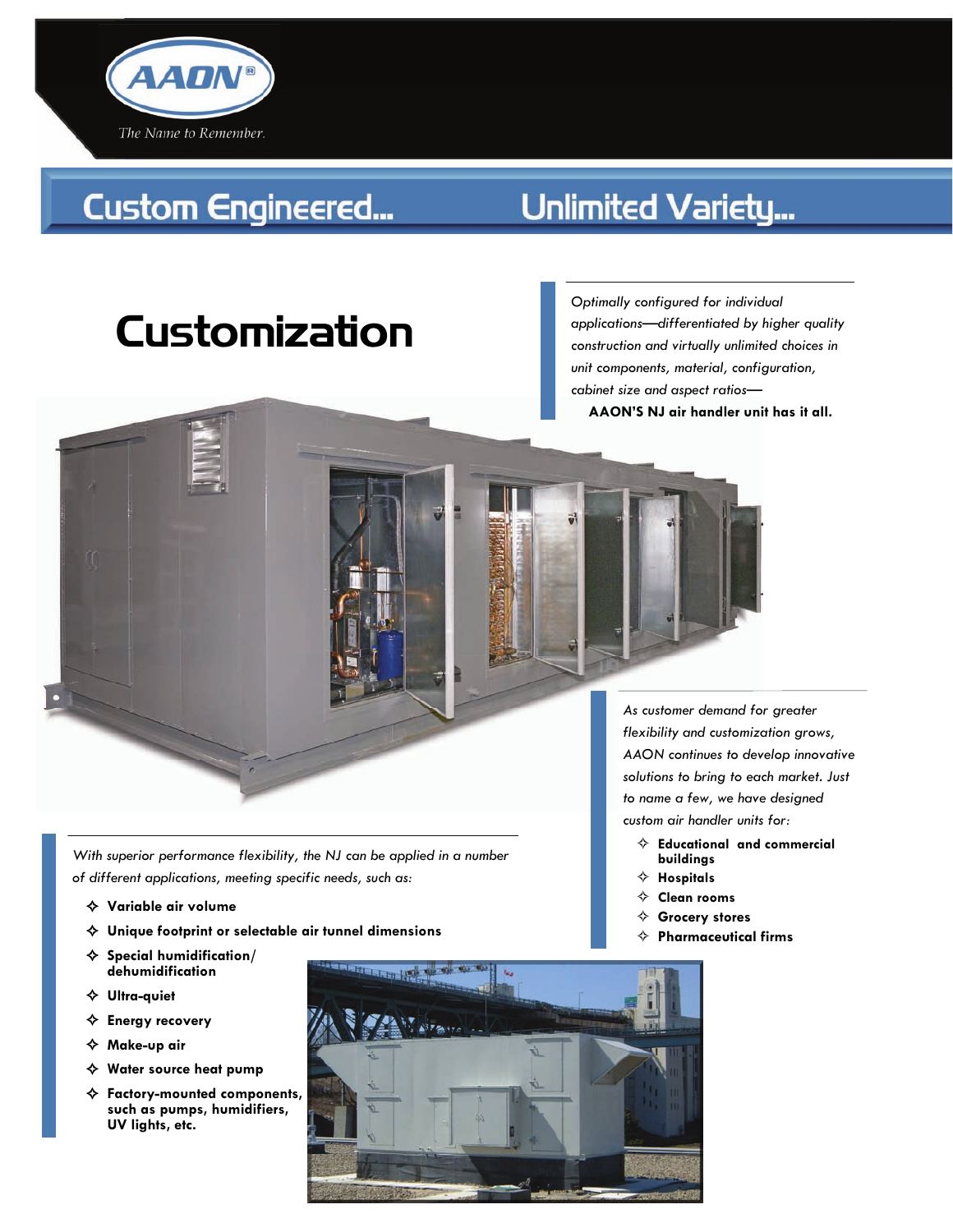AAON®

*The Name to Remember.*

## Custom Engineered... Unlimited Variety...

# Customization

*Optimally configured for individual applications—differentiated by higher quality construction and virtually unlimited choices in unit components, material, configuration, cabinet size and aspect ratios—*
**AAON'S NJ air handler unit has it all.**

*As customer demand for greater flexibility and customization grows, AAON continues to develop innovative solutions to bring to each market. Just to name a few, we have designed custom air handler units for:*

- **Educational and commercial buildings**
- **Hospitals**
- **Clean rooms**
- **Grocery stores**
- **Pharmaceutical firms**

*With superior performance flexibility, the NJ can be applied in a number of different applications, meeting specific needs, such as:*

- **Variable air volume**
- **Unique footprint or selectable air tunnel dimensions**
- **Special humidification/ dehumidification**
- **Ultra-quiet**
- **Energy recovery**
- **Make-up air**
- **Water source heat pump**
- **Factory-mounted components, such as pumps, humidifiers, UV lights, etc.**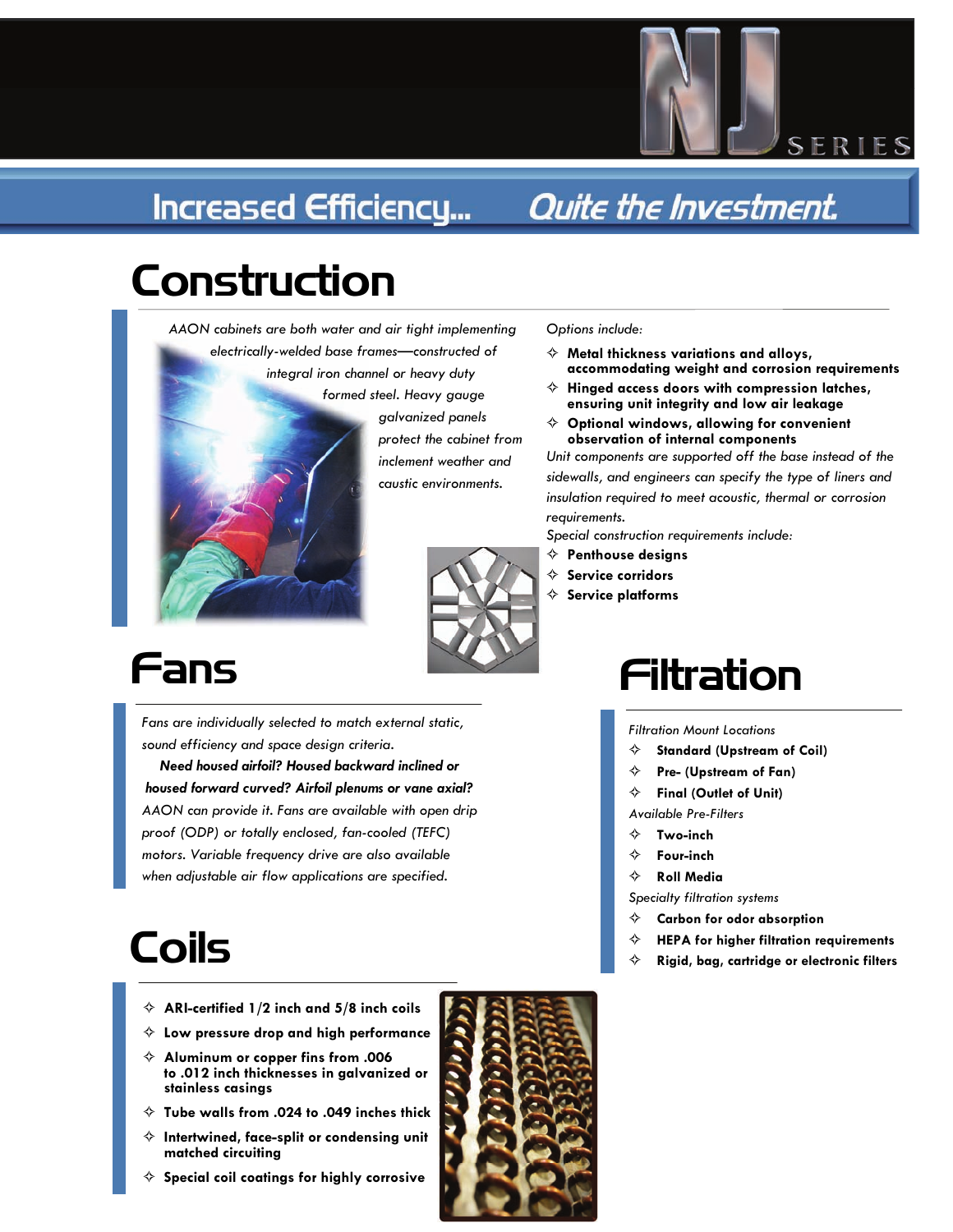NJ SERIES

## Increased Efficiency... Quite the Investment

# Construction

*AAON cabinets are both water and air tight implementing electrically-welded base frames—constructed of integral iron channel or heavy duty formed steel. Heavy gauge galvanized panels protect the cabinet from inclement weather and caustic environments.*

*Options include:*

- **Metal thickness variations and alloys, accommodating weight and corrosion requirements**
- **Hinged access doors with compression latches, ensuring unit integrity and low air leakage**
- **Optional windows, allowing for convenient observation of internal components**

*Unit components are supported off the base instead of the sidewalls, and engineers can specify the type of liners and insulation required to meet acoustic, thermal or corrosion requirements.*

*Special construction requirements include:*

- **Penthouse designs**
- **Service corridors**
- **Service platforms**

# Fans

*Fans are individually selected to match external static, sound efficiency and space design criteria.* ***Need housed airfoil? Housed backward inclined or housed forward curved? Airfoil plenums or vane axial?*** *AAON can provide it. Fans are available with open drip proof (ODP) or totally enclosed, fan-cooled (TEFC) motors. Variable frequency drive are also available when adjustable air flow applications are specified.*

# Coils

- **ARI-certified 1/2 inch and 5/8 inch coils**
- **Low pressure drop and high performance**
- **Aluminum or copper fins from .006 to .012 inch thicknesses in galvanized or stainless casings**
- **Tube walls from .024 to .049 inches thick**
- **Intertwined, face-split or condensing unit matched circuiting**
- **Special coil coatings for highly corrosive**

# Filtration

*Filtration Mount Locations*

- **Standard (Upstream of Coil)**
- **Pre- (Upstream of Fan)**
- **Final (Outlet of Unit)**

*Available Pre-Filters*

- **Two-inch**
- **Four-inch**
- **Roll Media**

*Specialty filtration systems*

- **Carbon for odor absorption**
- **HEPA for higher filtration requirements**
- **Rigid, bag, cartridge or electronic filters**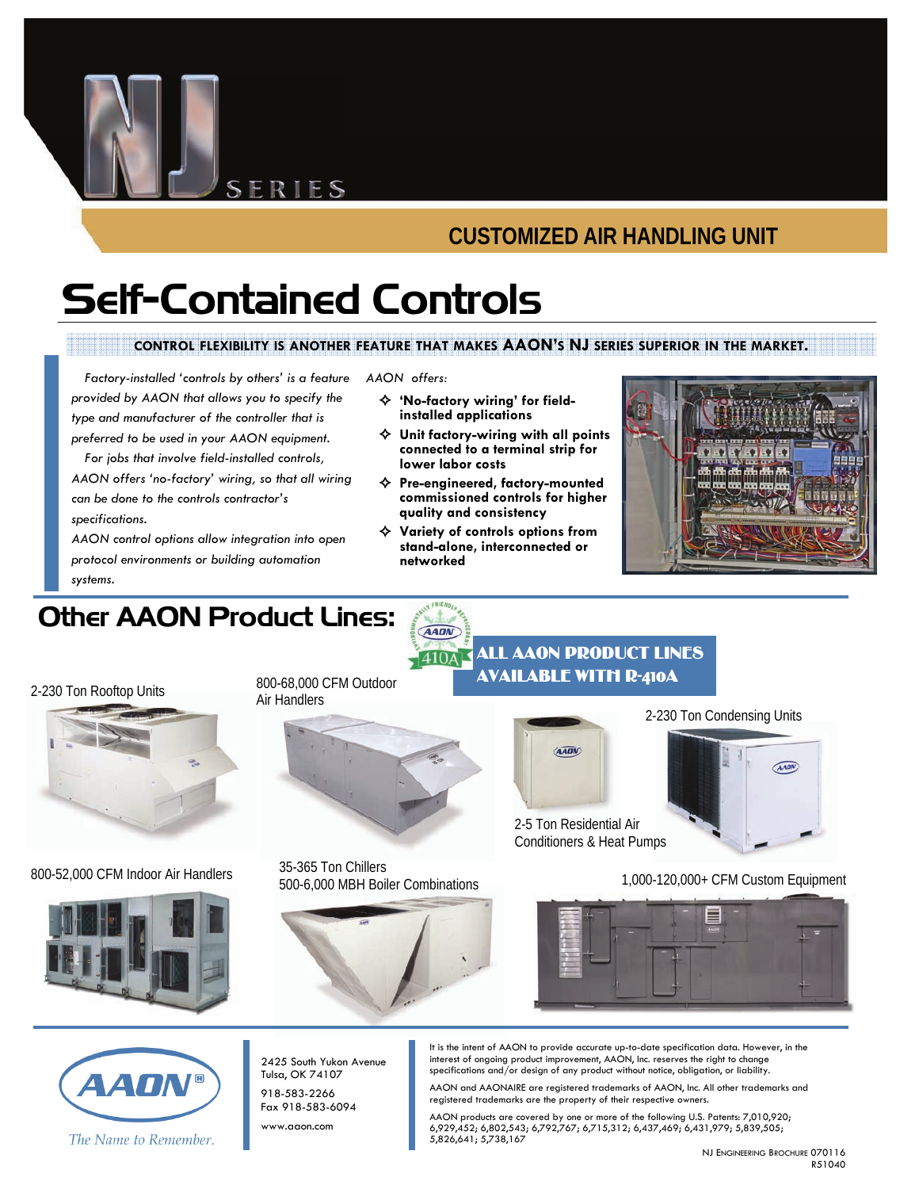NJ SERIES

## CUSTOMIZED AIR HANDLING UNIT

# Self-Contained Controls

**CONTROL FLEXIBILITY IS ANOTHER FEATURE THAT MAKES AAON'S NJ SERIES SUPERIOR IN THE MARKET.**

*Factory-installed 'controls by others' is a feature provided by AAON that allows you to specify the type and manufacturer of the controller that is preferred to be used in your AAON equipment.*

*For jobs that involve field-installed controls, AAON offers 'no-factory' wiring, so that all wiring can be done to the controls contractor's specifications.*

*AAON control options allow integration into open protocol environments or building automation systems.*

*AAON offers:*

- **'No-factory wiring' for field-installed applications**
- **Unit factory-wiring with all points connected to a terminal strip for lower labor costs**
- **Pre-engineered, factory-mounted commissioned controls for higher quality and consistency**
- **Variety of controls options from stand-alone, interconnected or networked**

## Other AAON Product Lines:

**ALL AAON PRODUCT LINES AVAILABLE WITH R-410A**

2-230 Ton Rooftop Units

800-68,000 CFM Outdoor Air Handlers

2-5 Ton Residential Air Conditioners & Heat Pumps

2-230 Ton Condensing Units

800-52,000 CFM Indoor Air Handlers

35-365 Ton Chillers
500-6,000 MBH Boiler Combinations

1,000-120,000+ CFM Custom Equipment

AAON®
The Name to Remember.

2425 South Yukon Avenue
Tulsa, OK 74107

918-583-2266
Fax 918-583-6094

www.aaon.com

It is the intent of AAON to provide accurate up-to-date specification data. However, in the interest of ongoing product improvement, AAON, Inc. reserves the right to change specifications and/or design of any product without notice, obligation, or liability.

AAON and AAONAIRE are registered trademarks of AAON, Inc. All other trademarks and registered trademarks are the property of their respective owners.

AAON products are covered by one or more of the following U.S. Patents: 7,010,920; 6,929,452; 6,802,543; 6,792,767; 6,715,312; 6,437,469; 6,431,979; 5,839,505; 5,826,641; 5,738,167

NJ Engineering Brochure 070116
R51040